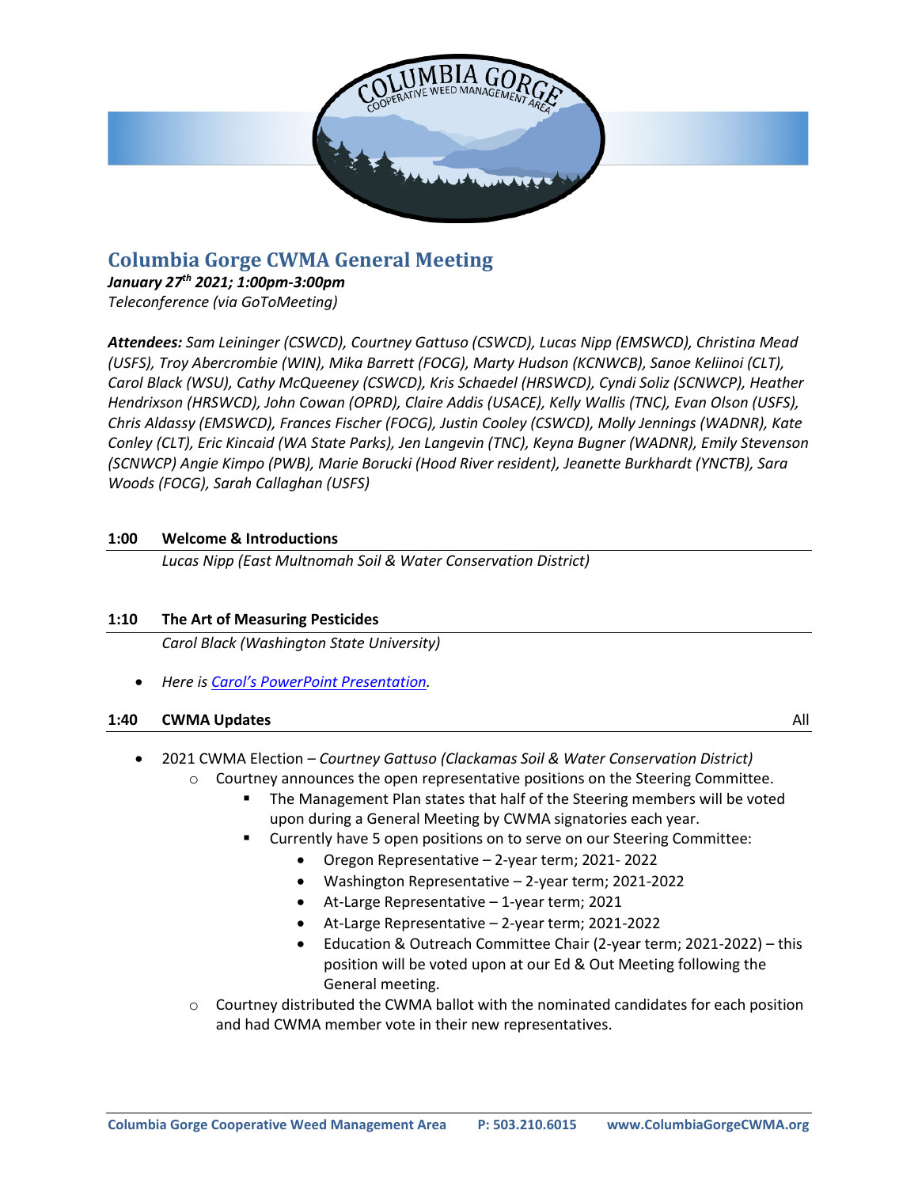# Columbia Gorge CWMA General Meeting

***January 27th 2021; 1:00pm-3:00pm***

*Teleconference (via GoToMeeting)*

***Attendees:*** *Sam Leininger (CSWCD), Courtney Gattuso (CSWCD), Lucas Nipp (EMSWCD), Christina Mead (USFS), Troy Abercrombie (WIN), Mika Barrett (FOCG), Marty Hudson (KCNWCB), Sanoe Keliinoi (CLT), Carol Black (WSU), Cathy McQueeney (CSWCD), Kris Schaedel (HRSWCD), Cyndi Soliz (SCNWCP), Heather Hendrixson (HRSWCD), John Cowan (OPRD), Claire Addis (USACE), Kelly Wallis (TNC), Evan Olson (USFS), Chris Aldassy (EMSWCD), Frances Fischer (FOCG), Justin Cooley (CSWCD), Molly Jennings (WADNR), Kate Conley (CLT), Eric Kincaid (WA State Parks), Jen Langevin (TNC), Keyna Bugner (WADNR), Emily Stevenson (SCNWCP) Angie Kimpo (PWB), Marie Borucki (Hood River resident), Jeanette Burkhardt (YNCTB), Sara Woods (FOCG), Sarah Callaghan (USFS)*

**1:00 Welcome & Introductions**

*Lucas Nipp (East Multnomah Soil & Water Conservation District)*

**1:10 The Art of Measuring Pesticides**

*Carol Black (Washington State University)*

- *Here is Carol's PowerPoint Presentation.*

**1:40 CWMA Updates** All

- 2021 CWMA Election – *Courtney Gattuso (Clackamas Soil & Water Conservation District)*
  - Courtney announces the open representative positions on the Steering Committee.
    - The Management Plan states that half of the Steering members will be voted upon during a General Meeting by CWMA signatories each year.
    - Currently have 5 open positions on to serve on our Steering Committee:
      - Oregon Representative – 2-year term; 2021- 2022
      - Washington Representative – 2-year term; 2021-2022
      - At-Large Representative – 1-year term; 2021
      - At-Large Representative – 2-year term; 2021-2022
      - Education & Outreach Committee Chair (2-year term; 2021-2022) – this position will be voted upon at our Ed & Out Meeting following the General meeting.
  - Courtney distributed the CWMA ballot with the nominated candidates for each position and had CWMA member vote in their new representatives.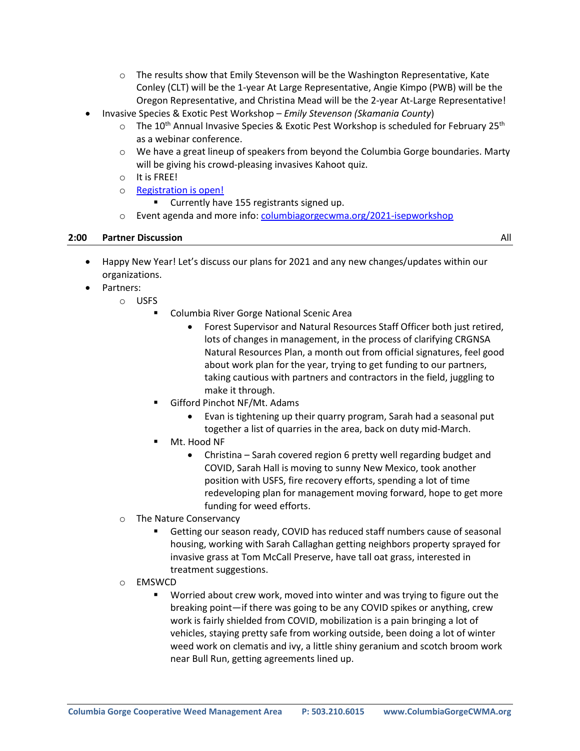- The results show that Emily Stevenson will be the Washington Representative, Kate Conley (CLT) will be the 1-year At Large Representative, Angie Kimpo (PWB) will be the Oregon Representative, and Christina Mead will be the 2-year At-Large Representative!
- Invasive Species & Exotic Pest Workshop – *Emily Stevenson (Skamania County)*
   - The 10th Annual Invasive Species & Exotic Pest Workshop is scheduled for February 25th as a webinar conference.
   - We have a great lineup of speakers from beyond the Columbia Gorge boundaries. Marty will be giving his crowd-pleasing invasives Kahoot quiz.
   - It is FREE!
   - [Registration is open!]
      - Currently have 155 registrants signed up.
   - Event agenda and more info: columbiagorgecwma.org/2021-isepworkshop

**2:00 Partner Discussion** All

- Happy New Year! Let's discuss our plans for 2021 and any new changes/updates within our organizations.
- Partners:
   - USFS
      - Columbia River Gorge National Scenic Area
         - Forest Supervisor and Natural Resources Staff Officer both just retired, lots of changes in management, in the process of clarifying CRGNSA Natural Resources Plan, a month out from official signatures, feel good about work plan for the year, trying to get funding to our partners, taking cautious with partners and contractors in the field, juggling to make it through.
      - Gifford Pinchot NF/Mt. Adams
         - Evan is tightening up their quarry program, Sarah had a seasonal put together a list of quarries in the area, back on duty mid-March.
      - Mt. Hood NF
         - Christina – Sarah covered region 6 pretty well regarding budget and COVID, Sarah Hall is moving to sunny New Mexico, took another position with USFS, fire recovery efforts, spending a lot of time redeveloping plan for management moving forward, hope to get more funding for weed efforts.
   - The Nature Conservancy
      - Getting our season ready, COVID has reduced staff numbers cause of seasonal housing, working with Sarah Callaghan getting neighbors property sprayed for invasive grass at Tom McCall Preserve, have tall oat grass, interested in treatment suggestions.
   - EMSWCD
      - Worried about crew work, moved into winter and was trying to figure out the breaking point—if there was going to be any COVID spikes or anything, crew work is fairly shielded from COVID, mobilization is a pain bringing a lot of vehicles, staying pretty safe from working outside, been doing a lot of winter weed work on clematis and ivy, a little shiny geranium and scotch broom work near Bull Run, getting agreements lined up.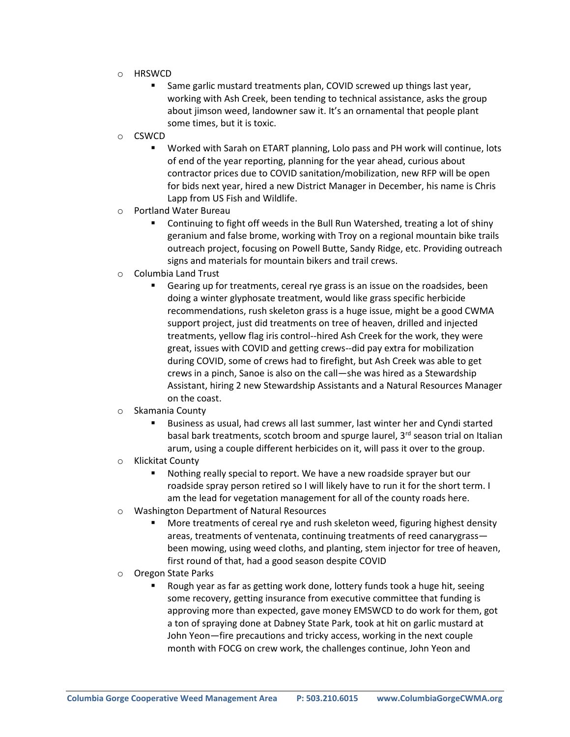- HRSWCD
  - Same garlic mustard treatments plan, COVID screwed up things last year, working with Ash Creek, been tending to technical assistance, asks the group about jimson weed, landowner saw it. It's an ornamental that people plant some times, but it is toxic.
- CSWCD
  - Worked with Sarah on ETART planning, Lolo pass and PH work will continue, lots of end of the year reporting, planning for the year ahead, curious about contractor prices due to COVID sanitation/mobilization, new RFP will be open for bids next year, hired a new District Manager in December, his name is Chris Lapp from US Fish and Wildlife.
- Portland Water Bureau
  - Continuing to fight off weeds in the Bull Run Watershed, treating a lot of shiny geranium and false brome, working with Troy on a regional mountain bike trails outreach project, focusing on Powell Butte, Sandy Ridge, etc. Providing outreach signs and materials for mountain bikers and trail crews.
- Columbia Land Trust
  - Gearing up for treatments, cereal rye grass is an issue on the roadsides, been doing a winter glyphosate treatment, would like grass specific herbicide recommendations, rush skeleton grass is a huge issue, might be a good CWMA support project, just did treatments on tree of heaven, drilled and injected treatments, yellow flag iris control--hired Ash Creek for the work, they were great, issues with COVID and getting crews--did pay extra for mobilization during COVID, some of crews had to firefight, but Ash Creek was able to get crews in a pinch, Sanoe is also on the call—she was hired as a Stewardship Assistant, hiring 2 new Stewardship Assistants and a Natural Resources Manager on the coast.
- Skamania County
  - Business as usual, had crews all last summer, last winter her and Cyndi started basal bark treatments, scotch broom and spurge laurel, 3rd season trial on Italian arum, using a couple different herbicides on it, will pass it over to the group.
- Klickitat County
  - Nothing really special to report. We have a new roadside sprayer but our roadside spray person retired so I will likely have to run it for the short term. I am the lead for vegetation management for all of the county roads here.
- Washington Department of Natural Resources
  - More treatments of cereal rye and rush skeleton weed, figuring highest density areas, treatments of ventenata, continuing treatments of reed canarygrass—been mowing, using weed cloths, and planting, stem injector for tree of heaven, first round of that, had a good season despite COVID
- Oregon State Parks
  - Rough year as far as getting work done, lottery funds took a huge hit, seeing some recovery, getting insurance from executive committee that funding is approving more than expected, gave money EMSWCD to do work for them, got a ton of spraying done at Dabney State Park, took at hit on garlic mustard at John Yeon—fire precautions and tricky access, working in the next couple month with FOCG on crew work, the challenges continue, John Yeon and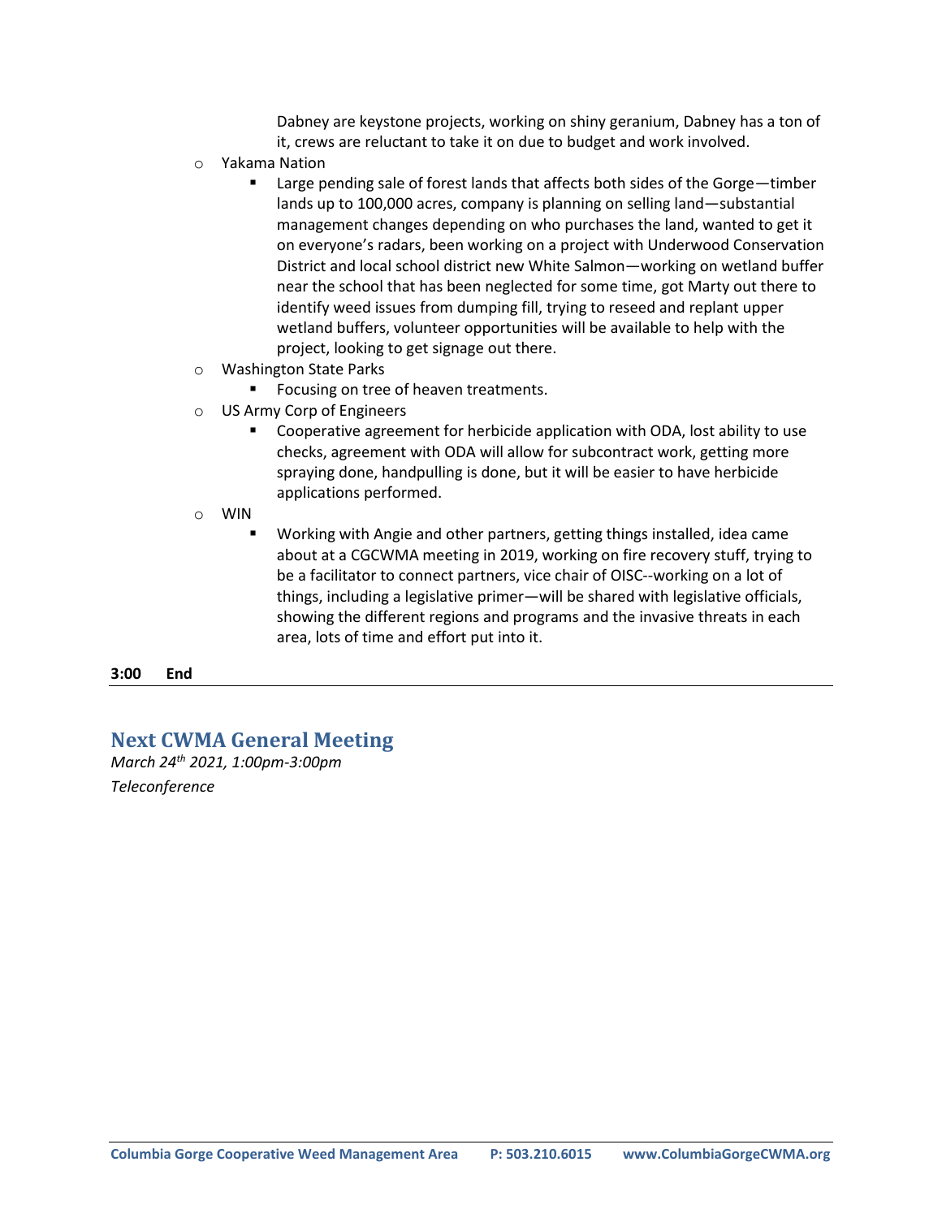Dabney are keystone projects, working on shiny geranium, Dabney has a ton of it, crews are reluctant to take it on due to budget and work involved.

- Yakama Nation
  - Large pending sale of forest lands that affects both sides of the Gorge—timber lands up to 100,000 acres, company is planning on selling land—substantial management changes depending on who purchases the land, wanted to get it on everyone's radars, been working on a project with Underwood Conservation District and local school district new White Salmon—working on wetland buffer near the school that has been neglected for some time, got Marty out there to identify weed issues from dumping fill, trying to reseed and replant upper wetland buffers, volunteer opportunities will be available to help with the project, looking to get signage out there.
- Washington State Parks
  - Focusing on tree of heaven treatments.
- US Army Corp of Engineers
  - Cooperative agreement for herbicide application with ODA, lost ability to use checks, agreement with ODA will allow for subcontract work, getting more spraying done, handpulling is done, but it will be easier to have herbicide applications performed.
- WIN
  - Working with Angie and other partners, getting things installed, idea came about at a CGCWMA meeting in 2019, working on fire recovery stuff, trying to be a facilitator to connect partners, vice chair of OISC--working on a lot of things, including a legislative primer—will be shared with legislative officials, showing the different regions and programs and the invasive threats in each area, lots of time and effort put into it.

**3:00 End**

---

## Next CWMA General Meeting

*March 24th 2021, 1:00pm-3:00pm*

*Teleconference*